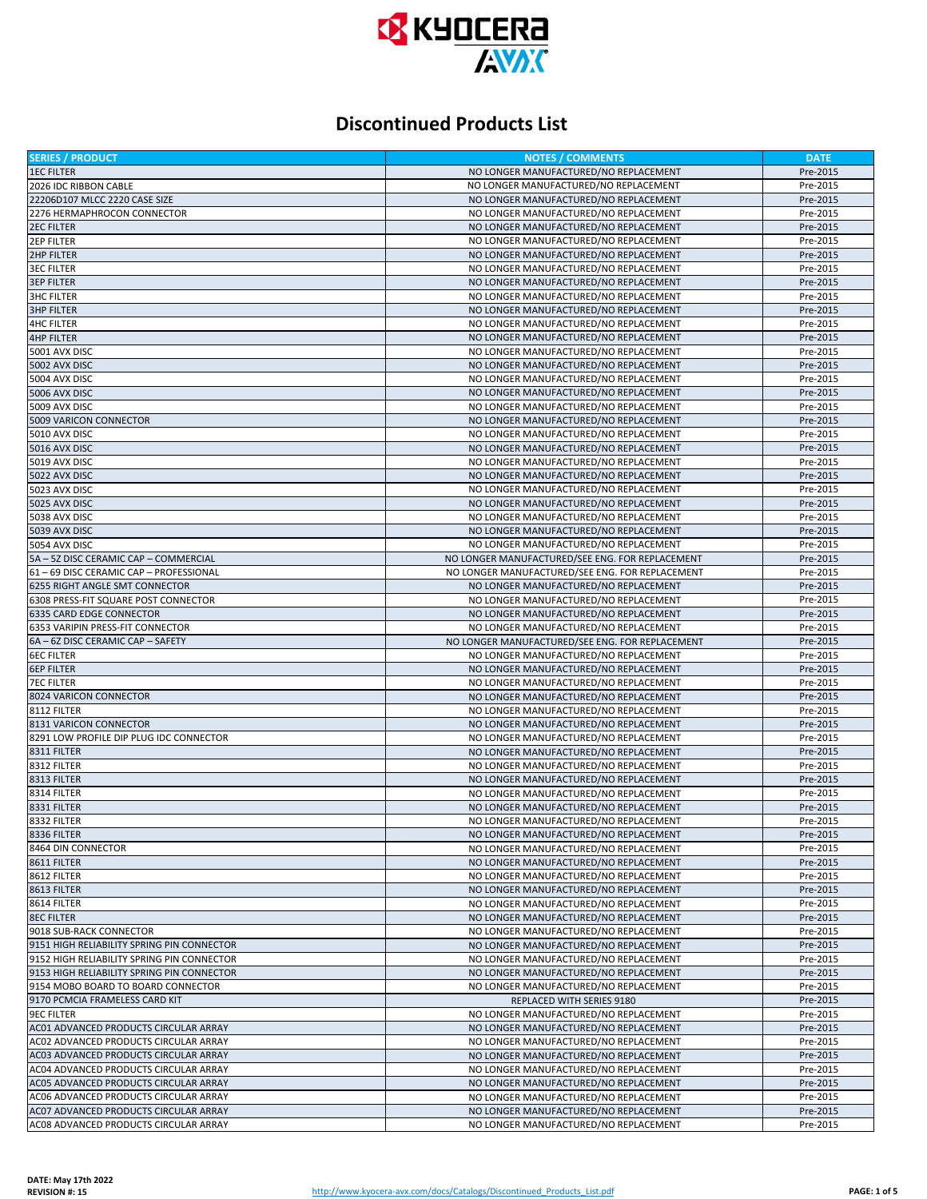# Discontinued Products List

| SERIES / PRODUCT | NOTES / COMMENTS | DATE |
| --- | --- | --- |
| 1EC FILTER | NO LONGER MANUFACTURED/NO REPLACEMENT | Pre-2015 |
| 2026 IDC RIBBON CABLE | NO LONGER MANUFACTURED/NO REPLACEMENT | Pre-2015 |
| 22206D107 MLCC 2220 CASE SIZE | NO LONGER MANUFACTURED/NO REPLACEMENT | Pre-2015 |
| 2276 HERMAPHROCON CONNECTOR | NO LONGER MANUFACTURED/NO REPLACEMENT | Pre-2015 |
| 2EC FILTER | NO LONGER MANUFACTURED/NO REPLACEMENT | Pre-2015 |
| 2EP FILTER | NO LONGER MANUFACTURED/NO REPLACEMENT | Pre-2015 |
| 2HP FILTER | NO LONGER MANUFACTURED/NO REPLACEMENT | Pre-2015 |
| 3EC FILTER | NO LONGER MANUFACTURED/NO REPLACEMENT | Pre-2015 |
| 3EP FILTER | NO LONGER MANUFACTURED/NO REPLACEMENT | Pre-2015 |
| 3HC FILTER | NO LONGER MANUFACTURED/NO REPLACEMENT | Pre-2015 |
| 3HP FILTER | NO LONGER MANUFACTURED/NO REPLACEMENT | Pre-2015 |
| 4HC FILTER | NO LONGER MANUFACTURED/NO REPLACEMENT | Pre-2015 |
| 4HP FILTER | NO LONGER MANUFACTURED/NO REPLACEMENT | Pre-2015 |
| 5001 AVX DISC | NO LONGER MANUFACTURED/NO REPLACEMENT | Pre-2015 |
| 5002 AVX DISC | NO LONGER MANUFACTURED/NO REPLACEMENT | Pre-2015 |
| 5004 AVX DISC | NO LONGER MANUFACTURED/NO REPLACEMENT | Pre-2015 |
| 5006 AVX DISC | NO LONGER MANUFACTURED/NO REPLACEMENT | Pre-2015 |
| 5009 AVX DISC | NO LONGER MANUFACTURED/NO REPLACEMENT | Pre-2015 |
| 5009 VARICON CONNECTOR | NO LONGER MANUFACTURED/NO REPLACEMENT | Pre-2015 |
| 5010 AVX DISC | NO LONGER MANUFACTURED/NO REPLACEMENT | Pre-2015 |
| 5016 AVX DISC | NO LONGER MANUFACTURED/NO REPLACEMENT | Pre-2015 |
| 5019 AVX DISC | NO LONGER MANUFACTURED/NO REPLACEMENT | Pre-2015 |
| 5022 AVX DISC | NO LONGER MANUFACTURED/NO REPLACEMENT | Pre-2015 |
| 5023 AVX DISC | NO LONGER MANUFACTURED/NO REPLACEMENT | Pre-2015 |
| 5025 AVX DISC | NO LONGER MANUFACTURED/NO REPLACEMENT | Pre-2015 |
| 5038 AVX DISC | NO LONGER MANUFACTURED/NO REPLACEMENT | Pre-2015 |
| 5039 AVX DISC | NO LONGER MANUFACTURED/NO REPLACEMENT | Pre-2015 |
| 5054 AVX DISC | NO LONGER MANUFACTURED/NO REPLACEMENT | Pre-2015 |
| 5A – 5Z DISC CERAMIC CAP – COMMERCIAL | NO LONGER MANUFACTURED/SEE ENG. FOR REPLACEMENT | Pre-2015 |
| 61 – 69 DISC CERAMIC CAP – PROFESSIONAL | NO LONGER MANUFACTURED/SEE ENG. FOR REPLACEMENT | Pre-2015 |
| 6255 RIGHT ANGLE SMT CONNECTOR | NO LONGER MANUFACTURED/NO REPLACEMENT | Pre-2015 |
| 6308 PRESS-FIT SQUARE POST CONNECTOR | NO LONGER MANUFACTURED/NO REPLACEMENT | Pre-2015 |
| 6335 CARD EDGE CONNECTOR | NO LONGER MANUFACTURED/NO REPLACEMENT | Pre-2015 |
| 6353 VARIPIN PRESS-FIT CONNECTOR | NO LONGER MANUFACTURED/NO REPLACEMENT | Pre-2015 |
| 6A – 6Z DISC CERAMIC CAP – SAFETY | NO LONGER MANUFACTURED/SEE ENG. FOR REPLACEMENT | Pre-2015 |
| 6EC FILTER | NO LONGER MANUFACTURED/NO REPLACEMENT | Pre-2015 |
| 6EP FILTER | NO LONGER MANUFACTURED/NO REPLACEMENT | Pre-2015 |
| 7EC FILTER | NO LONGER MANUFACTURED/NO REPLACEMENT | Pre-2015 |
| 8024 VARICON CONNECTOR | NO LONGER MANUFACTURED/NO REPLACEMENT | Pre-2015 |
| 8112 FILTER | NO LONGER MANUFACTURED/NO REPLACEMENT | Pre-2015 |
| 8131 VARICON CONNECTOR | NO LONGER MANUFACTURED/NO REPLACEMENT | Pre-2015 |
| 8291 LOW PROFILE DIP PLUG IDC CONNECTOR | NO LONGER MANUFACTURED/NO REPLACEMENT | Pre-2015 |
| 8311 FILTER | NO LONGER MANUFACTURED/NO REPLACEMENT | Pre-2015 |
| 8312 FILTER | NO LONGER MANUFACTURED/NO REPLACEMENT | Pre-2015 |
| 8313 FILTER | NO LONGER MANUFACTURED/NO REPLACEMENT | Pre-2015 |
| 8314 FILTER | NO LONGER MANUFACTURED/NO REPLACEMENT | Pre-2015 |
| 8331 FILTER | NO LONGER MANUFACTURED/NO REPLACEMENT | Pre-2015 |
| 8332 FILTER | NO LONGER MANUFACTURED/NO REPLACEMENT | Pre-2015 |
| 8336 FILTER | NO LONGER MANUFACTURED/NO REPLACEMENT | Pre-2015 |
| 8464 DIN CONNECTOR | NO LONGER MANUFACTURED/NO REPLACEMENT | Pre-2015 |
| 8611 FILTER | NO LONGER MANUFACTURED/NO REPLACEMENT | Pre-2015 |
| 8612 FILTER | NO LONGER MANUFACTURED/NO REPLACEMENT | Pre-2015 |
| 8613 FILTER | NO LONGER MANUFACTURED/NO REPLACEMENT | Pre-2015 |
| 8614 FILTER | NO LONGER MANUFACTURED/NO REPLACEMENT | Pre-2015 |
| 8EC FILTER | NO LONGER MANUFACTURED/NO REPLACEMENT | Pre-2015 |
| 9018 SUB-RACK CONNECTOR | NO LONGER MANUFACTURED/NO REPLACEMENT | Pre-2015 |
| 9151 HIGH RELIABILITY SPRING PIN CONNECTOR | NO LONGER MANUFACTURED/NO REPLACEMENT | Pre-2015 |
| 9152 HIGH RELIABILITY SPRING PIN CONNECTOR | NO LONGER MANUFACTURED/NO REPLACEMENT | Pre-2015 |
| 9153 HIGH RELIABILITY SPRING PIN CONNECTOR | NO LONGER MANUFACTURED/NO REPLACEMENT | Pre-2015 |
| 9154 MOBO BOARD TO BOARD CONNECTOR | NO LONGER MANUFACTURED/NO REPLACEMENT | Pre-2015 |
| 9170 PCMCIA FRAMELESS CARD KIT | REPLACED WITH SERIES 9180 | Pre-2015 |
| 9EC FILTER | NO LONGER MANUFACTURED/NO REPLACEMENT | Pre-2015 |
| AC01 ADVANCED PRODUCTS CIRCULAR ARRAY | NO LONGER MANUFACTURED/NO REPLACEMENT | Pre-2015 |
| AC02 ADVANCED PRODUCTS CIRCULAR ARRAY | NO LONGER MANUFACTURED/NO REPLACEMENT | Pre-2015 |
| AC03 ADVANCED PRODUCTS CIRCULAR ARRAY | NO LONGER MANUFACTURED/NO REPLACEMENT | Pre-2015 |
| AC04 ADVANCED PRODUCTS CIRCULAR ARRAY | NO LONGER MANUFACTURED/NO REPLACEMENT | Pre-2015 |
| AC05 ADVANCED PRODUCTS CIRCULAR ARRAY | NO LONGER MANUFACTURED/NO REPLACEMENT | Pre-2015 |
| AC06 ADVANCED PRODUCTS CIRCULAR ARRAY | NO LONGER MANUFACTURED/NO REPLACEMENT | Pre-2015 |
| AC07 ADVANCED PRODUCTS CIRCULAR ARRAY | NO LONGER MANUFACTURED/NO REPLACEMENT | Pre-2015 |
| AC08 ADVANCED PRODUCTS CIRCULAR ARRAY | NO LONGER MANUFACTURED/NO REPLACEMENT | Pre-2015 |

**DATE: May 17th 2022**
**REVISION #: 15**

http://www.kyocera-avx.com/docs/Catalogs/Discontinued_Products_List.pdf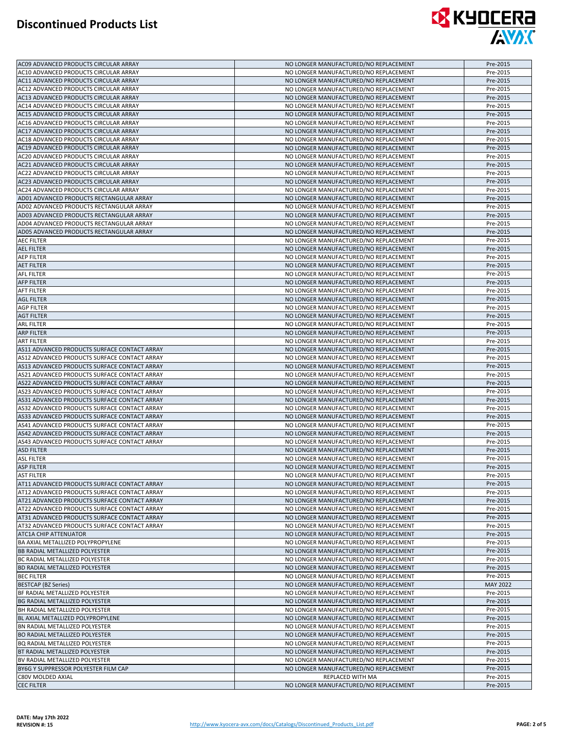# Discontinued Products List

| | | |
|---|---|---|
| AC09 ADVANCED PRODUCTS CIRCULAR ARRAY | NO LONGER MANUFACTURED/NO REPLACEMENT | Pre-2015 |
| AC10 ADVANCED PRODUCTS CIRCULAR ARRAY | NO LONGER MANUFACTURED/NO REPLACEMENT | Pre-2015 |
| AC11 ADVANCED PRODUCTS CIRCULAR ARRAY | NO LONGER MANUFACTURED/NO REPLACEMENT | Pre-2015 |
| AC12 ADVANCED PRODUCTS CIRCULAR ARRAY | NO LONGER MANUFACTURED/NO REPLACEMENT | Pre-2015 |
| AC13 ADVANCED PRODUCTS CIRCULAR ARRAY | NO LONGER MANUFACTURED/NO REPLACEMENT | Pre-2015 |
| AC14 ADVANCED PRODUCTS CIRCULAR ARRAY | NO LONGER MANUFACTURED/NO REPLACEMENT | Pre-2015 |
| AC15 ADVANCED PRODUCTS CIRCULAR ARRAY | NO LONGER MANUFACTURED/NO REPLACEMENT | Pre-2015 |
| AC16 ADVANCED PRODUCTS CIRCULAR ARRAY | NO LONGER MANUFACTURED/NO REPLACEMENT | Pre-2015 |
| AC17 ADVANCED PRODUCTS CIRCULAR ARRAY | NO LONGER MANUFACTURED/NO REPLACEMENT | Pre-2015 |
| AC18 ADVANCED PRODUCTS CIRCULAR ARRAY | NO LONGER MANUFACTURED/NO REPLACEMENT | Pre-2015 |
| AC19 ADVANCED PRODUCTS CIRCULAR ARRAY | NO LONGER MANUFACTURED/NO REPLACEMENT | Pre-2015 |
| AC20 ADVANCED PRODUCTS CIRCULAR ARRAY | NO LONGER MANUFACTURED/NO REPLACEMENT | Pre-2015 |
| AC21 ADVANCED PRODUCTS CIRCULAR ARRAY | NO LONGER MANUFACTURED/NO REPLACEMENT | Pre-2015 |
| AC22 ADVANCED PRODUCTS CIRCULAR ARRAY | NO LONGER MANUFACTURED/NO REPLACEMENT | Pre-2015 |
| AC23 ADVANCED PRODUCTS CIRCULAR ARRAY | NO LONGER MANUFACTURED/NO REPLACEMENT | Pre-2015 |
| AC24 ADVANCED PRODUCTS CIRCULAR ARRAY | NO LONGER MANUFACTURED/NO REPLACEMENT | Pre-2015 |
| AD01 ADVANCED PRODUCTS RECTANGULAR ARRAY | NO LONGER MANUFACTURED/NO REPLACEMENT | Pre-2015 |
| AD02 ADVANCED PRODUCTS RECTANGULAR ARRAY | NO LONGER MANUFACTURED/NO REPLACEMENT | Pre-2015 |
| AD03 ADVANCED PRODUCTS RECTANGULAR ARRAY | NO LONGER MANUFACTURED/NO REPLACEMENT | Pre-2015 |
| AD04 ADVANCED PRODUCTS RECTANGULAR ARRAY | NO LONGER MANUFACTURED/NO REPLACEMENT | Pre-2015 |
| AD05 ADVANCED PRODUCTS RECTANGULAR ARRAY | NO LONGER MANUFACTURED/NO REPLACEMENT | Pre-2015 |
| AEC FILTER | NO LONGER MANUFACTURED/NO REPLACEMENT | Pre-2015 |
| AEL FILTER | NO LONGER MANUFACTURED/NO REPLACEMENT | Pre-2015 |
| AEP FILTER | NO LONGER MANUFACTURED/NO REPLACEMENT | Pre-2015 |
| AET FILTER | NO LONGER MANUFACTURED/NO REPLACEMENT | Pre-2015 |
| AFL FILTER | NO LONGER MANUFACTURED/NO REPLACEMENT | Pre-2015 |
| AFP FILTER | NO LONGER MANUFACTURED/NO REPLACEMENT | Pre-2015 |
| AFT FILTER | NO LONGER MANUFACTURED/NO REPLACEMENT | Pre-2015 |
| AGL FILTER | NO LONGER MANUFACTURED/NO REPLACEMENT | Pre-2015 |
| AGP FILTER | NO LONGER MANUFACTURED/NO REPLACEMENT | Pre-2015 |
| AGT FILTER | NO LONGER MANUFACTURED/NO REPLACEMENT | Pre-2015 |
| ARL FILTER | NO LONGER MANUFACTURED/NO REPLACEMENT | Pre-2015 |
| ARP FILTER | NO LONGER MANUFACTURED/NO REPLACEMENT | Pre-2015 |
| ART FILTER | NO LONGER MANUFACTURED/NO REPLACEMENT | Pre-2015 |
| AS11 ADVANCED PRODUCTS SURFACE CONTACT ARRAY | NO LONGER MANUFACTURED/NO REPLACEMENT | Pre-2015 |
| AS12 ADVANCED PRODUCTS SURFACE CONTACT ARRAY | NO LONGER MANUFACTURED/NO REPLACEMENT | Pre-2015 |
| AS13 ADVANCED PRODUCTS SURFACE CONTACT ARRAY | NO LONGER MANUFACTURED/NO REPLACEMENT | Pre-2015 |
| AS21 ADVANCED PRODUCTS SURFACE CONTACT ARRAY | NO LONGER MANUFACTURED/NO REPLACEMENT | Pre-2015 |
| AS22 ADVANCED PRODUCTS SURFACE CONTACT ARRAY | NO LONGER MANUFACTURED/NO REPLACEMENT | Pre-2015 |
| AS23 ADVANCED PRODUCTS SURFACE CONTACT ARRAY | NO LONGER MANUFACTURED/NO REPLACEMENT | Pre-2015 |
| AS31 ADVANCED PRODUCTS SURFACE CONTACT ARRAY | NO LONGER MANUFACTURED/NO REPLACEMENT | Pre-2015 |
| AS32 ADVANCED PRODUCTS SURFACE CONTACT ARRAY | NO LONGER MANUFACTURED/NO REPLACEMENT | Pre-2015 |
| AS33 ADVANCED PRODUCTS SURFACE CONTACT ARRAY | NO LONGER MANUFACTURED/NO REPLACEMENT | Pre-2015 |
| AS41 ADVANCED PRODUCTS SURFACE CONTACT ARRAY | NO LONGER MANUFACTURED/NO REPLACEMENT | Pre-2015 |
| AS42 ADVANCED PRODUCTS SURFACE CONTACT ARRAY | NO LONGER MANUFACTURED/NO REPLACEMENT | Pre-2015 |
| AS43 ADVANCED PRODUCTS SURFACE CONTACT ARRAY | NO LONGER MANUFACTURED/NO REPLACEMENT | Pre-2015 |
| ASD FILTER | NO LONGER MANUFACTURED/NO REPLACEMENT | Pre-2015 |
| ASL FILTER | NO LONGER MANUFACTURED/NO REPLACEMENT | Pre-2015 |
| ASP FILTER | NO LONGER MANUFACTURED/NO REPLACEMENT | Pre-2015 |
| AST FILTER | NO LONGER MANUFACTURED/NO REPLACEMENT | Pre-2015 |
| AT11 ADVANCED PRODUCTS SURFACE CONTACT ARRAY | NO LONGER MANUFACTURED/NO REPLACEMENT | Pre-2015 |
| AT12 ADVANCED PRODUCTS SURFACE CONTACT ARRAY | NO LONGER MANUFACTURED/NO REPLACEMENT | Pre-2015 |
| AT21 ADVANCED PRODUCTS SURFACE CONTACT ARRAY | NO LONGER MANUFACTURED/NO REPLACEMENT | Pre-2015 |
| AT22 ADVANCED PRODUCTS SURFACE CONTACT ARRAY | NO LONGER MANUFACTURED/NO REPLACEMENT | Pre-2015 |
| AT31 ADVANCED PRODUCTS SURFACE CONTACT ARRAY | NO LONGER MANUFACTURED/NO REPLACEMENT | Pre-2015 |
| AT32 ADVANCED PRODUCTS SURFACE CONTACT ARRAY | NO LONGER MANUFACTURED/NO REPLACEMENT | Pre-2015 |
| ATC1A CHIP ATTENUATOR | NO LONGER MANUFACTURED/NO REPLACEMENT | Pre-2015 |
| BA AXIAL METALLIZED POLYPROPYLENE | NO LONGER MANUFACTURED/NO REPLACEMENT | Pre-2015 |
| BB RADIAL METALLIZED POLYESTER | NO LONGER MANUFACTURED/NO REPLACEMENT | Pre-2015 |
| BC RADIAL METALLIZED POLYESTER | NO LONGER MANUFACTURED/NO REPLACEMENT | Pre-2015 |
| BD RADIAL METALLIZED POLYESTER | NO LONGER MANUFACTURED/NO REPLACEMENT | Pre-2015 |
| BEC FILTER | NO LONGER MANUFACTURED/NO REPLACEMENT | Pre-2015 |
| BESTCAP (BZ Series) | NO LONGER MANUFACTURED/NO REPLACEMENT | MAY 2022 |
| BF RADIAL METALLIZED POLYESTER | NO LONGER MANUFACTURED/NO REPLACEMENT | Pre-2015 |
| BG RADIAL METALLIZED POLYESTER | NO LONGER MANUFACTURED/NO REPLACEMENT | Pre-2015 |
| BH RADIAL METALLIZED POLYESTER | NO LONGER MANUFACTURED/NO REPLACEMENT | Pre-2015 |
| BL AXIAL METALLIZED POLYPROPYLENE | NO LONGER MANUFACTURED/NO REPLACEMENT | Pre-2015 |
| BN RADIAL METALLIZED POLYESTER | NO LONGER MANUFACTURED/NO REPLACEMENT | Pre-2015 |
| BO RADIAL METALLIZED POLYESTER | NO LONGER MANUFACTURED/NO REPLACEMENT | Pre-2015 |
| BQ RADIAL METALLIZED POLYESTER | NO LONGER MANUFACTURED/NO REPLACEMENT | Pre-2015 |
| BT RADIAL METALLIZED POLYESTER | NO LONGER MANUFACTURED/NO REPLACEMENT | Pre-2015 |
| BV RADIAL METALLIZED POLYESTER | NO LONGER MANUFACTURED/NO REPLACEMENT | Pre-2015 |
| BY6G Y SUPPRESSOR POLYESTER FILM CAP | NO LONGER MANUFACTURED/NO REPLACEMENT | Pre-2015 |
| C80V MOLDED AXIAL | REPLACED WITH MA | Pre-2015 |
| CEC FILTER | NO LONGER MANUFACTURED/NO REPLACEMENT | Pre-2015 |

**DATE: May 17th 2022**
**REVISION #: 15**

http://www.kyocera-avx.com/docs/Catalogs/Discontinued_Products_List.pdf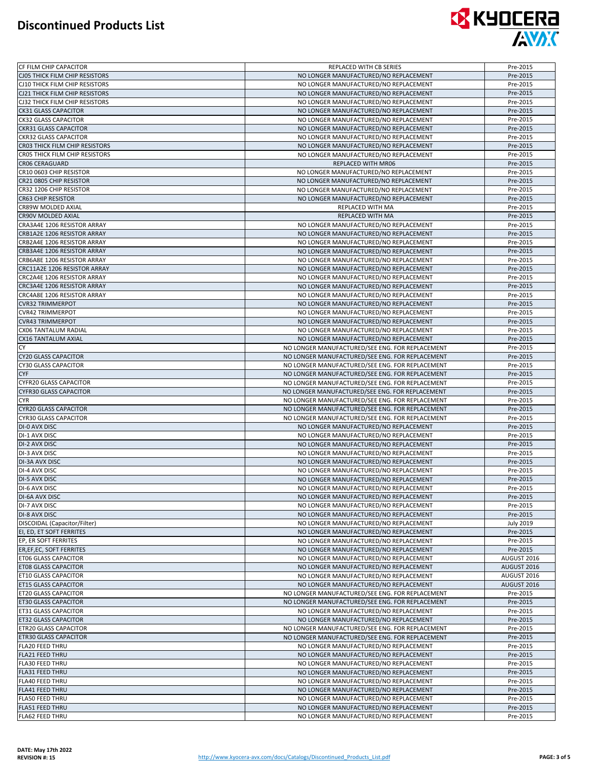# Discontinued Products List

| | | |
|---|---|---|
| CF FILM CHIP CAPACITOR | REPLACED WITH CB SERIES | Pre-2015 |
| CJ05 THICK FILM CHIP RESISTORS | NO LONGER MANUFACTURED/NO REPLACEMENT | Pre-2015 |
| CJ10 THICK FILM CHIP RESISTORS | NO LONGER MANUFACTURED/NO REPLACEMENT | Pre-2015 |
| CJ21 THICK FILM CHIP RESISTORS | NO LONGER MANUFACTURED/NO REPLACEMENT | Pre-2015 |
| CJ32 THICK FILM CHIP RESISTORS | NO LONGER MANUFACTURED/NO REPLACEMENT | Pre-2015 |
| CK31 GLASS CAPACITOR | NO LONGER MANUFACTURED/NO REPLACEMENT | Pre-2015 |
| CK32 GLASS CAPACITOR | NO LONGER MANUFACTURED/NO REPLACEMENT | Pre-2015 |
| CKR31 GLASS CAPACITOR | NO LONGER MANUFACTURED/NO REPLACEMENT | Pre-2015 |
| CKR32 GLASS CAPACITOR | NO LONGER MANUFACTURED/NO REPLACEMENT | Pre-2015 |
| CR03 THICK FILM CHIP RESISTORS | NO LONGER MANUFACTURED/NO REPLACEMENT | Pre-2015 |
| CR05 THICK FILM CHIP RESISTORS | NO LONGER MANUFACTURED/NO REPLACEMENT | Pre-2015 |
| CR06 CERAGUARD | REPLACED WITH MR06 | Pre-2015 |
| CR10 0603 CHIP RESISTOR | NO LONGER MANUFACTURED/NO REPLACEMENT | Pre-2015 |
| CR21 0805 CHIP RESISTOR | NO LONGER MANUFACTURED/NO REPLACEMENT | Pre-2015 |
| CR32 1206 CHIP RESISTOR | NO LONGER MANUFACTURED/NO REPLACEMENT | Pre-2015 |
| CR63 CHIP RESISTOR | NO LONGER MANUFACTURED/NO REPLACEMENT | Pre-2015 |
| CR89W MOLDED AXIAL | REPLACED WITH MA | Pre-2015 |
| CR90V MOLDED AXIAL | REPLACED WITH MA | Pre-2015 |
| CRA3A4E 1206 RESISTOR ARRAY | NO LONGER MANUFACTURED/NO REPLACEMENT | Pre-2015 |
| CRB1A2E 1206 RESISTOR ARRAY | NO LONGER MANUFACTURED/NO REPLACEMENT | Pre-2015 |
| CRB2A4E 1206 RESISTOR ARRAY | NO LONGER MANUFACTURED/NO REPLACEMENT | Pre-2015 |
| CRB3A4E 1206 RESISTOR ARRAY | NO LONGER MANUFACTURED/NO REPLACEMENT | Pre-2015 |
| CRB6A8E 1206 RESISTOR ARRAY | NO LONGER MANUFACTURED/NO REPLACEMENT | Pre-2015 |
| CRC11A2E 1206 RESISTOR ARRAY | NO LONGER MANUFACTURED/NO REPLACEMENT | Pre-2015 |
| CRC2A4E 1206 RESISTOR ARRAY | NO LONGER MANUFACTURED/NO REPLACEMENT | Pre-2015 |
| CRC3A4E 1206 RESISTOR ARRAY | NO LONGER MANUFACTURED/NO REPLACEMENT | Pre-2015 |
| CRC4A8E 1206 RESISTOR ARRAY | NO LONGER MANUFACTURED/NO REPLACEMENT | Pre-2015 |
| CVR32 TRIMMERPOT | NO LONGER MANUFACTURED/NO REPLACEMENT | Pre-2015 |
| CVR42 TRIMMERPOT | NO LONGER MANUFACTURED/NO REPLACEMENT | Pre-2015 |
| CVR43 TRIMMERPOT | NO LONGER MANUFACTURED/NO REPLACEMENT | Pre-2015 |
| CX06 TANTALUM RADIAL | NO LONGER MANUFACTURED/NO REPLACEMENT | Pre-2015 |
| CX16 TANTALUM AXIAL | NO LONGER MANUFACTURED/NO REPLACEMENT | Pre-2015 |
| CY | NO LONGER MANUFACTURED/SEE ENG. FOR REPLACEMENT | Pre-2015 |
| CY20 GLASS CAPACITOR | NO LONGER MANUFACTURED/SEE ENG. FOR REPLACEMENT | Pre-2015 |
| CY30 GLASS CAPACITOR | NO LONGER MANUFACTURED/SEE ENG. FOR REPLACEMENT | Pre-2015 |
| CYF | NO LONGER MANUFACTURED/SEE ENG. FOR REPLACEMENT | Pre-2015 |
| CYFR20 GLASS CAPACITOR | NO LONGER MANUFACTURED/SEE ENG. FOR REPLACEMENT | Pre-2015 |
| CYFR30 GLASS CAPACITOR | NO LONGER MANUFACTURED/SEE ENG. FOR REPLACEMENT | Pre-2015 |
| CYR | NO LONGER MANUFACTURED/SEE ENG. FOR REPLACEMENT | Pre-2015 |
| CYR20 GLASS CAPACITOR | NO LONGER MANUFACTURED/SEE ENG. FOR REPLACEMENT | Pre-2015 |
| CYR30 GLASS CAPACITOR | NO LONGER MANUFACTURED/SEE ENG. FOR REPLACEMENT | Pre-2015 |
| DI-0 AVX DISC | NO LONGER MANUFACTURED/NO REPLACEMENT | Pre-2015 |
| DI-1 AVX DISC | NO LONGER MANUFACTURED/NO REPLACEMENT | Pre-2015 |
| DI-2 AVX DISC | NO LONGER MANUFACTURED/NO REPLACEMENT | Pre-2015 |
| DI-3 AVX DISC | NO LONGER MANUFACTURED/NO REPLACEMENT | Pre-2015 |
| DI-3A AVX DISC | NO LONGER MANUFACTURED/NO REPLACEMENT | Pre-2015 |
| DI-4 AVX DISC | NO LONGER MANUFACTURED/NO REPLACEMENT | Pre-2015 |
| DI-5 AVX DISC | NO LONGER MANUFACTURED/NO REPLACEMENT | Pre-2015 |
| DI-6 AVX DISC | NO LONGER MANUFACTURED/NO REPLACEMENT | Pre-2015 |
| DI-6A AVX DISC | NO LONGER MANUFACTURED/NO REPLACEMENT | Pre-2015 |
| DI-7 AVX DISC | NO LONGER MANUFACTURED/NO REPLACEMENT | Pre-2015 |
| DI-8 AVX DISC | NO LONGER MANUFACTURED/NO REPLACEMENT | Pre-2015 |
| DISCOIDAL (Capacitor/Filter) | NO LONGER MANUFACTURED/NO REPLACEMENT | July 2019 |
| EI, ED, ET SOFT FERRITES | NO LONGER MANUFACTURED/NO REPLACEMENT | Pre-2015 |
| EP, ER SOFT FERRITES | NO LONGER MANUFACTURED/NO REPLACEMENT | Pre-2015 |
| ER,EF,EC, SOFT FERRITES | NO LONGER MANUFACTURED/NO REPLACEMENT | Pre-2015 |
| ET06 GLASS CAPACITOR | NO LONGER MANUFACTURED/NO REPLACEMENT | AUGUST 2016 |
| ET08 GLASS CAPACITOR | NO LONGER MANUFACTURED/NO REPLACEMENT | AUGUST 2016 |
| ET10 GLASS CAPACITOR | NO LONGER MANUFACTURED/NO REPLACEMENT | AUGUST 2016 |
| ET15 GLASS CAPACITOR | NO LONGER MANUFACTURED/NO REPLACEMENT | AUGUST 2016 |
| ET20 GLASS CAPACITOR | NO LONGER MANUFACTURED/SEE ENG. FOR REPLACEMENT | Pre-2015 |
| ET30 GLASS CAPACITOR | NO LONGER MANUFACTURED/SEE ENG. FOR REPLACEMENT | Pre-2015 |
| ET31 GLASS CAPACITOR | NO LONGER MANUFACTURED/NO REPLACEMENT | Pre-2015 |
| ET32 GLASS CAPACITOR | NO LONGER MANUFACTURED/NO REPLACEMENT | Pre-2015 |
| ETR20 GLASS CAPACITOR | NO LONGER MANUFACTURED/SEE ENG. FOR REPLACEMENT | Pre-2015 |
| ETR30 GLASS CAPACITOR | NO LONGER MANUFACTURED/SEE ENG. FOR REPLACEMENT | Pre-2015 |
| FLA20 FEED THRU | NO LONGER MANUFACTURED/NO REPLACEMENT | Pre-2015 |
| FLA21 FEED THRU | NO LONGER MANUFACTURED/NO REPLACEMENT | Pre-2015 |
| FLA30 FEED THRU | NO LONGER MANUFACTURED/NO REPLACEMENT | Pre-2015 |
| FLA31 FEED THRU | NO LONGER MANUFACTURED/NO REPLACEMENT | Pre-2015 |
| FLA40 FEED THRU | NO LONGER MANUFACTURED/NO REPLACEMENT | Pre-2015 |
| FLA41 FEED THRU | NO LONGER MANUFACTURED/NO REPLACEMENT | Pre-2015 |
| FLA50 FEED THRU | NO LONGER MANUFACTURED/NO REPLACEMENT | Pre-2015 |
| FLA51 FEED THRU | NO LONGER MANUFACTURED/NO REPLACEMENT | Pre-2015 |
| FLA62 FEED THRU | NO LONGER MANUFACTURED/NO REPLACEMENT | Pre-2015 |

**DATE: May 17th 2022**
**REVISION #: 15**

http://www.kyocera-avx.com/docs/Catalogs/Discontinued_Products_List.pdf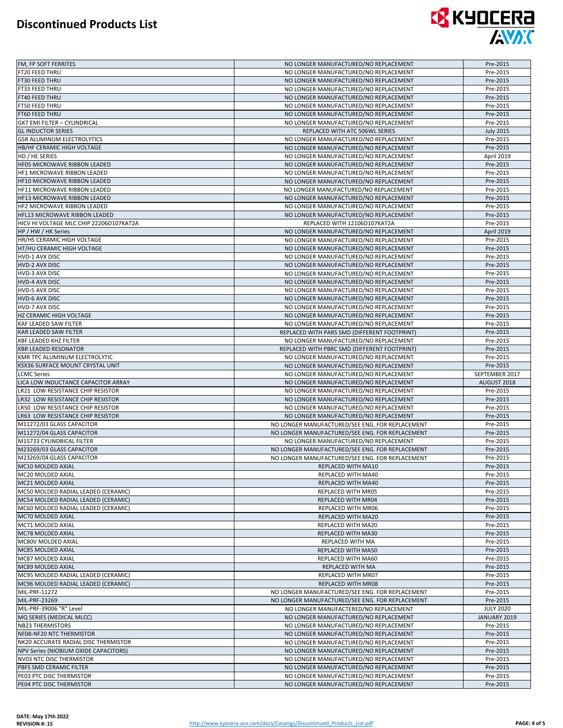# Discontinued Products List

| | | |
|---|---|---|
| FM, FP SOFT FERRITES | NO LONGER MANUFACTURED/NO REPLACEMENT | Pre-2015 |
| FT20 FEED THRU | NO LONGER MANUFACTURED/NO REPLACEMENT | Pre-2015 |
| FT30 FEED THRU | NO LONGER MANUFACTURED/NO REPLACEMENT | Pre-2015 |
| FT33 FEED THRU | NO LONGER MANUFACTURED/NO REPLACEMENT | Pre-2015 |
| FT40 FEED THRU | NO LONGER MANUFACTURED/NO REPLACEMENT | Pre-2015 |
| FT50 FEED THRU | NO LONGER MANUFACTURED/NO REPLACEMENT | Pre-2015 |
| FT60 FEED THRU | NO LONGER MANUFACTURED/NO REPLACEMENT | Pre-2015 |
| GK7 EMI FILTER – CYLINDRICAL | NO LONGER MANUFACTURED/NO REPLACEMENT | Pre-2015 |
| GL INDUCTOR SERIES | REPLACED WITH ATC 506WL SERIES | July 2015 |
| GSR ALUMINUM ELECTROLYTICS | NO LONGER MANUFACTURED/NO REPLACEMENT | Pre-2015 |
| HB/HF CERAMIC HIGH VOLTAGE | NO LONGER MANUFACTURED/NO REPLACEMENT | Pre-2015 |
| HD / HE SERIES | NO LONGER MANUFACTURED/NO REPLACEMENT | April 2019 |
| HF05 MICROWAVE RIBBON LEADED | NO LONGER MANUFACTURED/NO REPLACEMENT | Pre-2015 |
| HF1 MICROWAVE RIBBON LEADED | NO LONGER MANUFACTURED/NO REPLACEMENT | Pre-2015 |
| HF10 MICROWAVE RIBBON LEADED | NO LONGER MANUFACTURED/NO REPLACEMENT | Pre-2015 |
| HF11 MICROWAVE RIBBON LEADED | NO LONGER MANUFACTURED/NO REPLACEMENT | Pre-2015 |
| HF13 MICROWAVE RIBBON LEADED | NO LONGER MANUFACTURED/NO REPLACEMENT | Pre-2015 |
| HF2 MICROWAVE RIBBON LEADED | NO LONGER MANUFACTURED/NO REPLACEMENT | Pre-2015 |
| HFL13 MICROWAVE RIBBON LEADED | NO LONGER MANUFACTURED/NO REPLACEMENT | Pre-2015 |
| HICV HI VOLTAGE MLC CHIP 22206D107KAT2A | REPLACED WITH 12106D107KAT2A | Pre-2015 |
| HP / HW / HK Series | NO LONGER MANUFACTURED/NO REPLACEMENT | April 2019 |
| HR/HS CERAMIC HIGH VOLTAGE | NO LONGER MANUFACTURED/NO REPLACEMENT | Pre-2015 |
| HT/HU CERAMIC HIGH VOLTAGE | NO LONGER MANUFACTURED/NO REPLACEMENT | Pre-2015 |
| HVD-1 AVX DISC | NO LONGER MANUFACTURED/NO REPLACEMENT | Pre-2015 |
| HVD-2 AVX DISC | NO LONGER MANUFACTURED/NO REPLACEMENT | Pre-2015 |
| HVD-3 AVX DISC | NO LONGER MANUFACTURED/NO REPLACEMENT | Pre-2015 |
| HVD-4 AVX DISC | NO LONGER MANUFACTURED/NO REPLACEMENT | Pre-2015 |
| HVD-5 AVX DISC | NO LONGER MANUFACTURED/NO REPLACEMENT | Pre-2015 |
| HVD-6 AVX DISC | NO LONGER MANUFACTURED/NO REPLACEMENT | Pre-2015 |
| HVD-7 AVX DISC | NO LONGER MANUFACTURED/NO REPLACEMENT | Pre-2015 |
| HZ CERAMIC HIGH VOLTAGE | NO LONGER MANUFACTURED/NO REPLACEMENT | Pre-2015 |
| KAF LEADED SAW FILTER | NO LONGER MANUFACTURED/NO REPLACEMENT | Pre-2015 |
| KAR LEADED SAW FILTER | REPLACED WITH PARS SMD (DIFFERENT FOOTPRINT) | Pre-2015 |
| KBF LEADED KHZ FILTER | NO LONGER MANUFACTURED/NO REPLACEMENT | Pre-2015 |
| KBR LEADED RESONATOR | REPLACED WITH PBRC SMD (DIFFERENT FOOTPRINT) | Pre-2015 |
| KMR TPC ALUMINUM ELECTROLYTIC | NO LONGER MANUFACTURED/NO REPLACEMENT | Pre-2015 |
| KSX36 SURFACE MOUNT CRYSTAL UNIT | NO LONGER MANUFACTURED/NO REPLACEMENT | Pre-2015 |
| LCMC Series | NO LONGER MANUFACTURED/NO REPLACEMENT | SEPTEMBER 2017 |
| LICA LOW INDUCTANCE CAPACITOR ARRAY | NO LONGER MANUFACTURED/NO REPLACEMENT | AUGUST 2018 |
| LR21 LOW RESISTANCE CHIP RESISTOR | NO LONGER MANUFACTURED/NO REPLACEMENT | Pre-2015 |
| LR32 LOW RESISTANCE CHIP RESISTOR | NO LONGER MANUFACTURED/NO REPLACEMENT | Pre-2015 |
| LR50 LOW RESISTANCE CHIP RESISTOR | NO LONGER MANUFACTURED/NO REPLACEMENT | Pre-2015 |
| LR63 LOW RESISTANCE CHIP RESISTOR | NO LONGER MANUFACTURED/NO REPLACEMENT | Pre-2015 |
| M11272/03 GLASS CAPACITOR | NO LONGER MANUFACTURED/SEE ENG. FOR REPLACEMENT | Pre-2015 |
| M11272/04 GLASS CAPACITOR | NO LONGER MANUFACTURED/SEE ENG. FOR REPLACEMENT | Pre-2015 |
| M15733 CYLINDRICAL FILTER | NO LONGER MANUFACTURED/NO REPLACEMENT | Pre-2015 |
| M23269/03 GLASS CAPACITOR | NO LONGER MANUFACTURED/SEE ENG. FOR REPLACEMENT | Pre-2015 |
| M23269/04 GLASS CAPACITOR | NO LONGER MANUFACTURED/SEE ENG. FOR REPLACEMENT | Pre-2015 |
| MC10 MOLDED AXIAL | REPLACED WITH MA10 | Pre-2015 |
| MC20 MOLDED AXIAL | REPLACED WITH MA40 | Pre-2015 |
| MC21 MOLDED AXIAL | REPLACED WITH MA40 | Pre-2015 |
| MC50 MOLDED RADIAL LEADED (CERAMIC) | REPLACED WITH MR05 | Pre-2015 |
| MC54 MOLDED RADIAL LEADED (CERAMIC) | REPLACED WITH MR04 | Pre-2015 |
| MC60 MOLDED RADIAL LEADED (CERAMIC) | REPLACED WITH MR06 | Pre-2015 |
| MC70 MOLDED AXIAL | REPLACED WITH MA20 | Pre-2015 |
| MC71 MOLDED AXIAL | REPLACED WITH MA20 | Pre-2015 |
| MC78 MOLDED AXIAL | REPLACED WITH MA30 | Pre-2015 |
| MC80V MOLDED AXIAL | REPLACED WITH MA | Pre-2015 |
| MC85 MOLDED AXIAL | REPLACED WITH MA50 | Pre-2015 |
| MC87 MOLDED AXIAL | REPLACED WITH MA60 | Pre-2015 |
| MC89 MOLDED AXIAL | REPLACED WITH MA | Pre-2015 |
| MC95 MOLDED RADIAL LEADED (CERAMIC) | REPLACED WITH MR07 | Pre-2015 |
| MC96 MOLDED RADIAL LEADED (CERAMIC) | REPLACED WITH MR08 | Pre-2015 |
| MIL-PRF-11272 | NO LONGER MANUFACTURED/SEE ENG. FOR REPLACEMENT | Pre-2015 |
| MIL-PRF-23269 | NO LONGER MANUFACTURED/SEE ENG. FOR REPLACEMENT | Pre-2015 |
| MIL-PRF-39006 "R" Level | NO LONGER MANUFACTERED/NO REPLACEMENT | JULY 2020 |
| MQ SERIES (MEDICAL MLCC) | NO LONGER MANUFACTURED/NO REPLACEMENT | JANUARY 2019 |
| NB23 THERMISTORS | NO LONGER MANUFACTURED/NO REPLACEMENT | Pre-2015 |
| NF08-NF20 NTC THERMISTOR | NO LONGER MANUFACTURED/NO REPLACEMENT | Pre-2015 |
| NK20 ACCURATE RADIAL DISC THERMISTOR | NO LONGER MANUFACTURED/NO REPLACEMENT | Pre-2015 |
| NPV Series (NIOBIUM OXIDE CAPACITORS) | NO LONGER MANUFACTURED/NO REPLACEMENT | Pre-2015 |
| NV03 NTC DISC THERMISTOR | NO LONGER MANUFACTURED/NO REPLACEMENT | Pre-2015 |
| PBFS SMD CERAMIC FILTER | NO LONGER MANUFACTURED/NO REPLACEMENT | Pre-2015 |
| PE03 PTC DISC THERMISTOR | NO LONGER MANUFACTURED/NO REPLACEMENT | Pre-2015 |
| PE04 PTC DISC THERMISTOR | NO LONGER MANUFACTURED/NO REPLACEMENT | Pre-2015 |

**DATE: May 17th 2022**
**REVISION #: 15**

http://www.kyocera-avx.com/docs/Catalogs/Discontinued_Products_List.pdf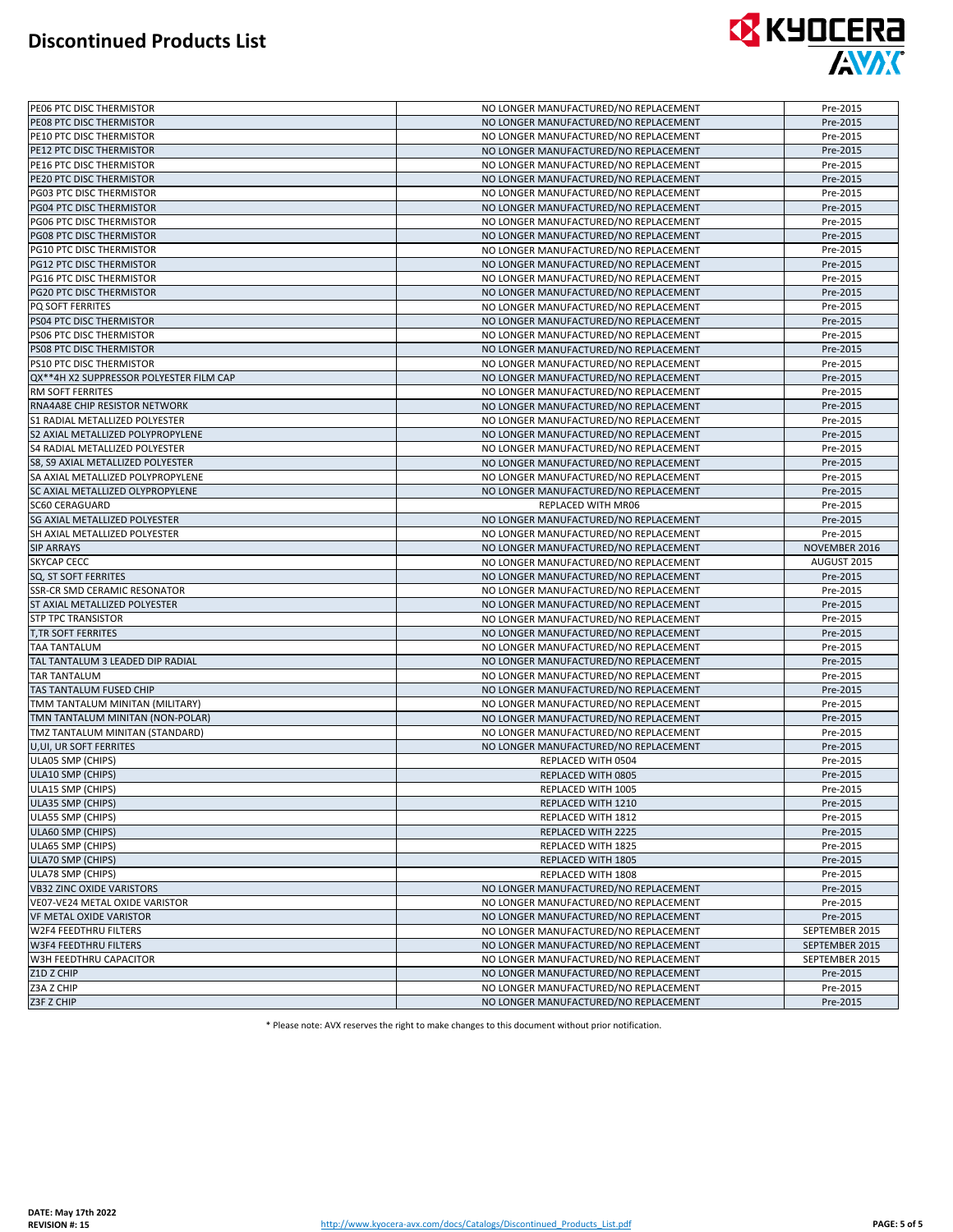# Discontinued Products List

| | | |
|---|---|---|
| PE06 PTC DISC THERMISTOR | NO LONGER MANUFACTURED/NO REPLACEMENT | Pre-2015 |
| PE08 PTC DISC THERMISTOR | NO LONGER MANUFACTURED/NO REPLACEMENT | Pre-2015 |
| PE10 PTC DISC THERMISTOR | NO LONGER MANUFACTURED/NO REPLACEMENT | Pre-2015 |
| PE12 PTC DISC THERMISTOR | NO LONGER MANUFACTURED/NO REPLACEMENT | Pre-2015 |
| PE16 PTC DISC THERMISTOR | NO LONGER MANUFACTURED/NO REPLACEMENT | Pre-2015 |
| PE20 PTC DISC THERMISTOR | NO LONGER MANUFACTURED/NO REPLACEMENT | Pre-2015 |
| PG03 PTC DISC THERMISTOR | NO LONGER MANUFACTURED/NO REPLACEMENT | Pre-2015 |
| PG04 PTC DISC THERMISTOR | NO LONGER MANUFACTURED/NO REPLACEMENT | Pre-2015 |
| PG06 PTC DISC THERMISTOR | NO LONGER MANUFACTURED/NO REPLACEMENT | Pre-2015 |
| PG08 PTC DISC THERMISTOR | NO LONGER MANUFACTURED/NO REPLACEMENT | Pre-2015 |
| PG10 PTC DISC THERMISTOR | NO LONGER MANUFACTURED/NO REPLACEMENT | Pre-2015 |
| PG12 PTC DISC THERMISTOR | NO LONGER MANUFACTURED/NO REPLACEMENT | Pre-2015 |
| PG16 PTC DISC THERMISTOR | NO LONGER MANUFACTURED/NO REPLACEMENT | Pre-2015 |
| PG20 PTC DISC THERMISTOR | NO LONGER MANUFACTURED/NO REPLACEMENT | Pre-2015 |
| PQ SOFT FERRITES | NO LONGER MANUFACTURED/NO REPLACEMENT | Pre-2015 |
| PS04 PTC DISC THERMISTOR | NO LONGER MANUFACTURED/NO REPLACEMENT | Pre-2015 |
| PS06 PTC DISC THERMISTOR | NO LONGER MANUFACTURED/NO REPLACEMENT | Pre-2015 |
| PS08 PTC DISC THERMISTOR | NO LONGER MANUFACTURED/NO REPLACEMENT | Pre-2015 |
| PS10 PTC DISC THERMISTOR | NO LONGER MANUFACTURED/NO REPLACEMENT | Pre-2015 |
| QX**4H X2 SUPPRESSOR POLYESTER FILM CAP | NO LONGER MANUFACTURED/NO REPLACEMENT | Pre-2015 |
| RM SOFT FERRITES | NO LONGER MANUFACTURED/NO REPLACEMENT | Pre-2015 |
| RNA4A8E CHIP RESISTOR NETWORK | NO LONGER MANUFACTURED/NO REPLACEMENT | Pre-2015 |
| S1 RADIAL METALLIZED POLYESTER | NO LONGER MANUFACTURED/NO REPLACEMENT | Pre-2015 |
| S2 AXIAL METALLIZED POLYPROPYLENE | NO LONGER MANUFACTURED/NO REPLACEMENT | Pre-2015 |
| S4 RADIAL METALLIZED POLYESTER | NO LONGER MANUFACTURED/NO REPLACEMENT | Pre-2015 |
| S8, S9 AXIAL METALLIZED POLYESTER | NO LONGER MANUFACTURED/NO REPLACEMENT | Pre-2015 |
| SA AXIAL METALLIZED POLYPROPYLENE | NO LONGER MANUFACTURED/NO REPLACEMENT | Pre-2015 |
| SC AXIAL METALLIZED OLYPROPYLENE | NO LONGER MANUFACTURED/NO REPLACEMENT | Pre-2015 |
| SC60 CERAGUARD | REPLACED WITH MR06 | Pre-2015 |
| SG AXIAL METALLIZED POLYESTER | NO LONGER MANUFACTURED/NO REPLACEMENT | Pre-2015 |
| SH AXIAL METALLIZED POLYESTER | NO LONGER MANUFACTURED/NO REPLACEMENT | Pre-2015 |
| SIP ARRAYS | NO LONGER MANUFACTURED/NO REPLACEMENT | NOVEMBER 2016 |
| SKYCAP CECC | NO LONGER MANUFACTURED/NO REPLACEMENT | AUGUST 2015 |
| SQ, ST SOFT FERRITES | NO LONGER MANUFACTURED/NO REPLACEMENT | Pre-2015 |
| SSR-CR SMD CERAMIC RESONATOR | NO LONGER MANUFACTURED/NO REPLACEMENT | Pre-2015 |
| ST AXIAL METALLIZED POLYESTER | NO LONGER MANUFACTURED/NO REPLACEMENT | Pre-2015 |
| STP TPC TRANSISTOR | NO LONGER MANUFACTURED/NO REPLACEMENT | Pre-2015 |
| T,TR SOFT FERRITES | NO LONGER MANUFACTURED/NO REPLACEMENT | Pre-2015 |
| TAA TANTALUM | NO LONGER MANUFACTURED/NO REPLACEMENT | Pre-2015 |
| TAL TANTALUM 3 LEADED DIP RADIAL | NO LONGER MANUFACTURED/NO REPLACEMENT | Pre-2015 |
| TAR TANTALUM | NO LONGER MANUFACTURED/NO REPLACEMENT | Pre-2015 |
| TAS TANTALUM FUSED CHIP | NO LONGER MANUFACTURED/NO REPLACEMENT | Pre-2015 |
| TMM TANTALUM MINITAN (MILITARY) | NO LONGER MANUFACTURED/NO REPLACEMENT | Pre-2015 |
| TMN TANTALUM MINITAN (NON-POLAR) | NO LONGER MANUFACTURED/NO REPLACEMENT | Pre-2015 |
| TMZ TANTALUM MINITAN (STANDARD) | NO LONGER MANUFACTURED/NO REPLACEMENT | Pre-2015 |
| U,UI, UR SOFT FERRITES | NO LONGER MANUFACTURED/NO REPLACEMENT | Pre-2015 |
| ULA05 SMP (CHIPS) | REPLACED WITH 0504 | Pre-2015 |
| ULA10 SMP (CHIPS) | REPLACED WITH 0805 | Pre-2015 |
| ULA15 SMP (CHIPS) | REPLACED WITH 1005 | Pre-2015 |
| ULA35 SMP (CHIPS) | REPLACED WITH 1210 | Pre-2015 |
| ULA55 SMP (CHIPS) | REPLACED WITH 1812 | Pre-2015 |
| ULA60 SMP (CHIPS) | REPLACED WITH 2225 | Pre-2015 |
| ULA65 SMP (CHIPS) | REPLACED WITH 1825 | Pre-2015 |
| ULA70 SMP (CHIPS) | REPLACED WITH 1805 | Pre-2015 |
| ULA78 SMP (CHIPS) | REPLACED WITH 1808 | Pre-2015 |
| VB32 ZINC OXIDE VARISTORS | NO LONGER MANUFACTURED/NO REPLACEMENT | Pre-2015 |
| VE07-VE24 METAL OXIDE VARISTOR | NO LONGER MANUFACTURED/NO REPLACEMENT | Pre-2015 |
| VF METAL OXIDE VARISTOR | NO LONGER MANUFACTURED/NO REPLACEMENT | Pre-2015 |
| W2F4 FEEDTHRU FILTERS | NO LONGER MANUFACTURED/NO REPLACEMENT | SEPTEMBER 2015 |
| W3F4 FEEDTHRU FILTERS | NO LONGER MANUFACTURED/NO REPLACEMENT | SEPTEMBER 2015 |
| W3H FEEDTHRU CAPACITOR | NO LONGER MANUFACTURED/NO REPLACEMENT | SEPTEMBER 2015 |
| Z1D Z CHIP | NO LONGER MANUFACTURED/NO REPLACEMENT | Pre-2015 |
| Z3A Z CHIP | NO LONGER MANUFACTURED/NO REPLACEMENT | Pre-2015 |
| Z3F Z CHIP | NO LONGER MANUFACTURED/NO REPLACEMENT | Pre-2015 |

* Please note: AVX reserves the right to make changes to this document without prior notification.

**DATE: May 17th 2022**
**REVISION #: 15**

http://www.kyocera-avx.com/docs/Catalogs/Discontinued_Products_List.pdf